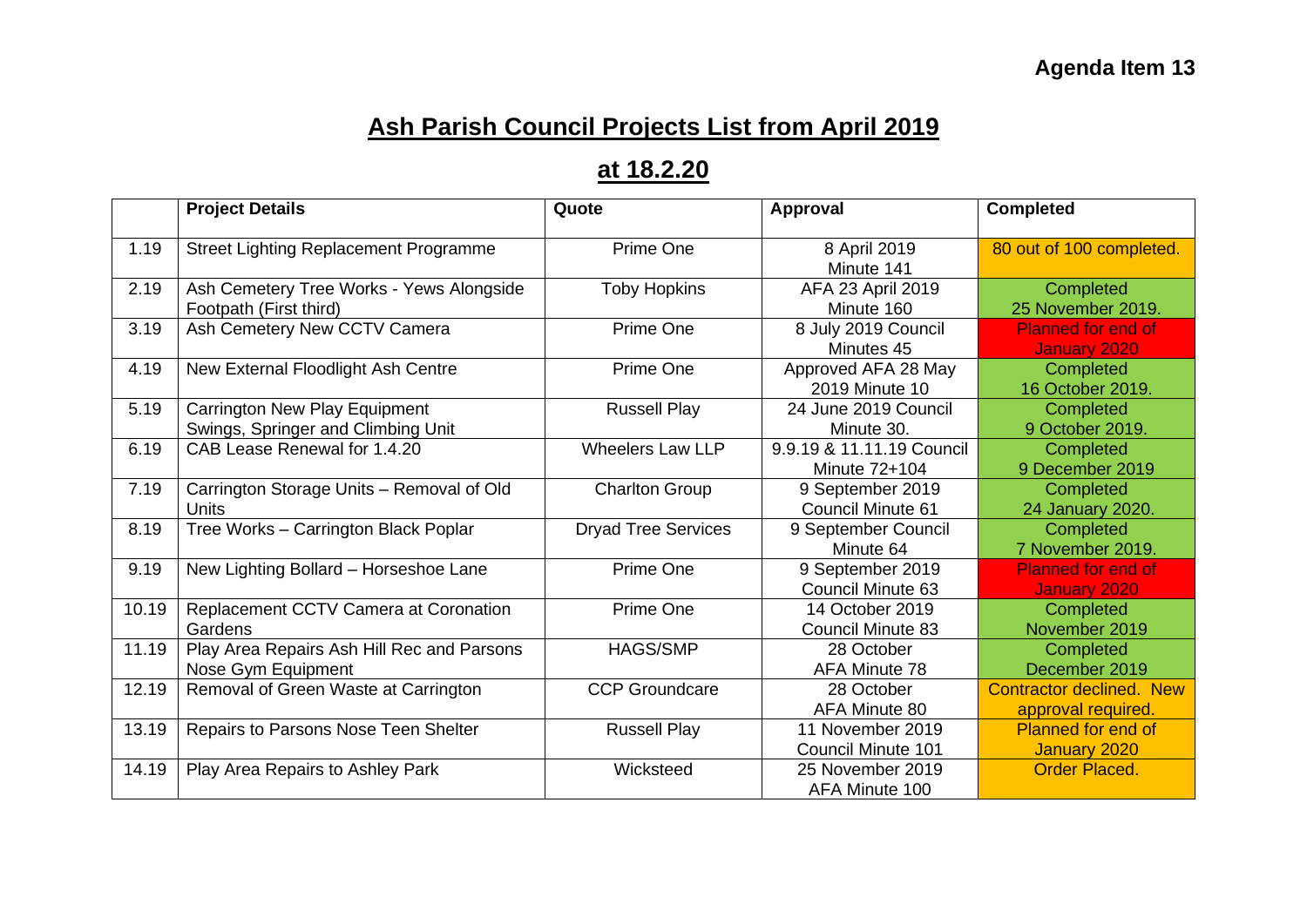**Agenda Item 13**

# Ash Parish Council Projects List from April 2019

## at 18.2.20

| | Project Details | Quote | Approval | Completed |
|---|---|---|---|---|
| 1.19 | Street Lighting Replacement Programme | Prime One | 8 April 2019 Minute 141 | 80 out of 100 completed. |
| 2.19 | Ash Cemetery Tree Works - Yews Alongside Footpath (First third) | Toby Hopkins | AFA 23 April 2019 Minute 160 | Completed 25 November 2019. |
| 3.19 | Ash Cemetery New CCTV Camera | Prime One | 8 July 2019 Council Minutes 45 | Planned for end of January 2020 |
| 4.19 | New External Floodlight Ash Centre | Prime One | Approved AFA 28 May 2019 Minute 10 | Completed 16 October 2019. |
| 5.19 | Carrington New Play Equipment Swings, Springer and Climbing Unit | Russell Play | 24 June 2019 Council Minute 30. | Completed 9 October 2019. |
| 6.19 | CAB Lease Renewal for 1.4.20 | Wheelers Law LLP | 9.9.19 & 11.11.19 Council Minute 72+104 | Completed 9 December 2019 |
| 7.19 | Carrington Storage Units – Removal of Old Units | Charlton Group | 9 September 2019 Council Minute 61 | Completed 24 January 2020. |
| 8.19 | Tree Works – Carrington Black Poplar | Dryad Tree Services | 9 September Council Minute 64 | Completed 7 November 2019. |
| 9.19 | New Lighting Bollard – Horseshoe Lane | Prime One | 9 September 2019 Council Minute 63 | Planned for end of January 2020 |
| 10.19 | Replacement CCTV Camera at Coronation Gardens | Prime One | 14 October 2019 Council Minute 83 | Completed November 2019 |
| 11.19 | Play Area Repairs Ash Hill Rec and Parsons Nose Gym Equipment | HAGS/SMP | 28 October AFA Minute 78 | Completed December 2019 |
| 12.19 | Removal of Green Waste at Carrington | CCP Groundcare | 28 October AFA Minute 80 | Contractor declined. New approval required. |
| 13.19 | Repairs to Parsons Nose Teen Shelter | Russell Play | 11 November 2019 Council Minute 101 | Planned for end of January 2020 |
| 14.19 | Play Area Repairs to Ashley Park | Wicksteed | 25 November 2019 AFA Minute 100 | Order Placed. |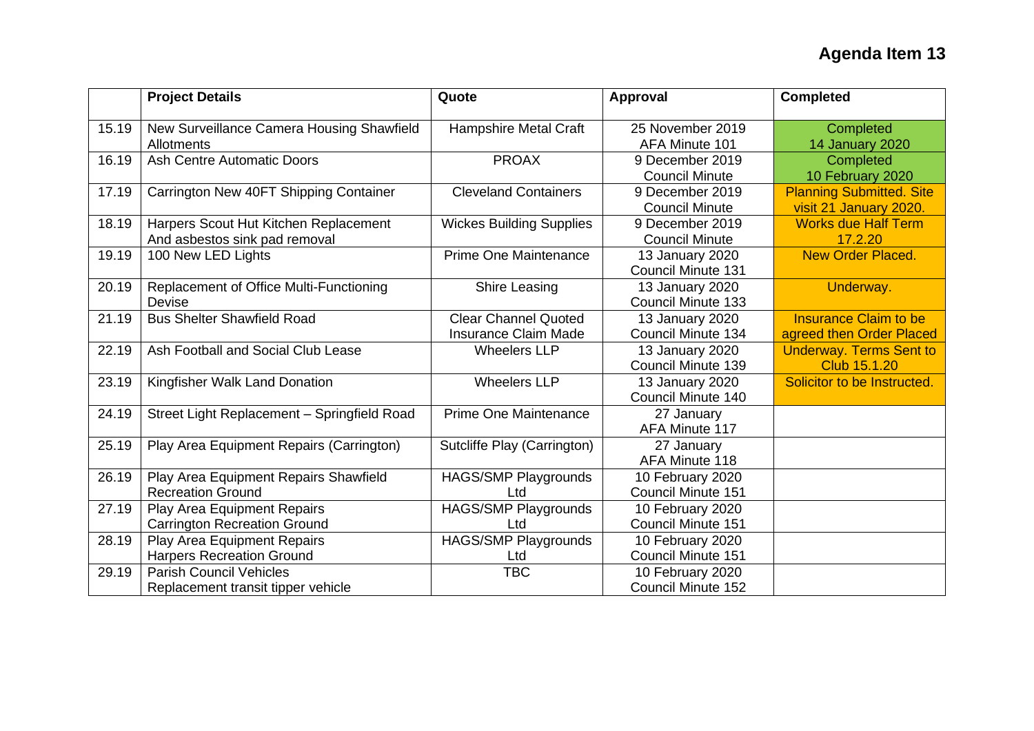**Agenda Item 13**

| | Project Details | Quote | Approval | Completed |
|---|---|---|---|---|
| 15.19 | New Surveillance Camera Housing Shawfield Allotments | Hampshire Metal Craft | 25 November 2019 AFA Minute 101 | Completed 14 January 2020 |
| 16.19 | Ash Centre Automatic Doors | PROAX | 9 December 2019 Council Minute | Completed 10 February 2020 |
| 17.19 | Carrington New 40FT Shipping Container | Cleveland Containers | 9 December 2019 Council Minute | Planning Submitted. Site visit 21 January 2020. |
| 18.19 | Harpers Scout Hut Kitchen Replacement And asbestos sink pad removal | Wickes Building Supplies | 9 December 2019 Council Minute | Works due Half Term 17.2.20 |
| 19.19 | 100 New LED Lights | Prime One Maintenance | 13 January 2020 Council Minute 131 | New Order Placed. |
| 20.19 | Replacement of Office Multi-Functioning Devise | Shire Leasing | 13 January 2020 Council Minute 133 | Underway. |
| 21.19 | Bus Shelter Shawfield Road | Clear Channel Quoted Insurance Claim Made | 13 January 2020 Council Minute 134 | Insurance Claim to be agreed then Order Placed |
| 22.19 | Ash Football and Social Club Lease | Wheelers LLP | 13 January 2020 Council Minute 139 | Underway. Terms Sent to Club 15.1.20 |
| 23.19 | Kingfisher Walk Land Donation | Wheelers LLP | 13 January 2020 Council Minute 140 | Solicitor to be Instructed. |
| 24.19 | Street Light Replacement – Springfield Road | Prime One Maintenance | 27 January AFA Minute 117 | |
| 25.19 | Play Area Equipment Repairs (Carrington) | Sutcliffe Play (Carrington) | 27 January AFA Minute 118 | |
| 26.19 | Play Area Equipment Repairs Shawfield Recreation Ground | HAGS/SMP Playgrounds Ltd | 10 February 2020 Council Minute 151 | |
| 27.19 | Play Area Equipment Repairs Carrington Recreation Ground | HAGS/SMP Playgrounds Ltd | 10 February 2020 Council Minute 151 | |
| 28.19 | Play Area Equipment Repairs Harpers Recreation Ground | HAGS/SMP Playgrounds Ltd | 10 February 2020 Council Minute 151 | |
| 29.19 | Parish Council Vehicles Replacement transit tipper vehicle | TBC | 10 February 2020 Council Minute 152 | |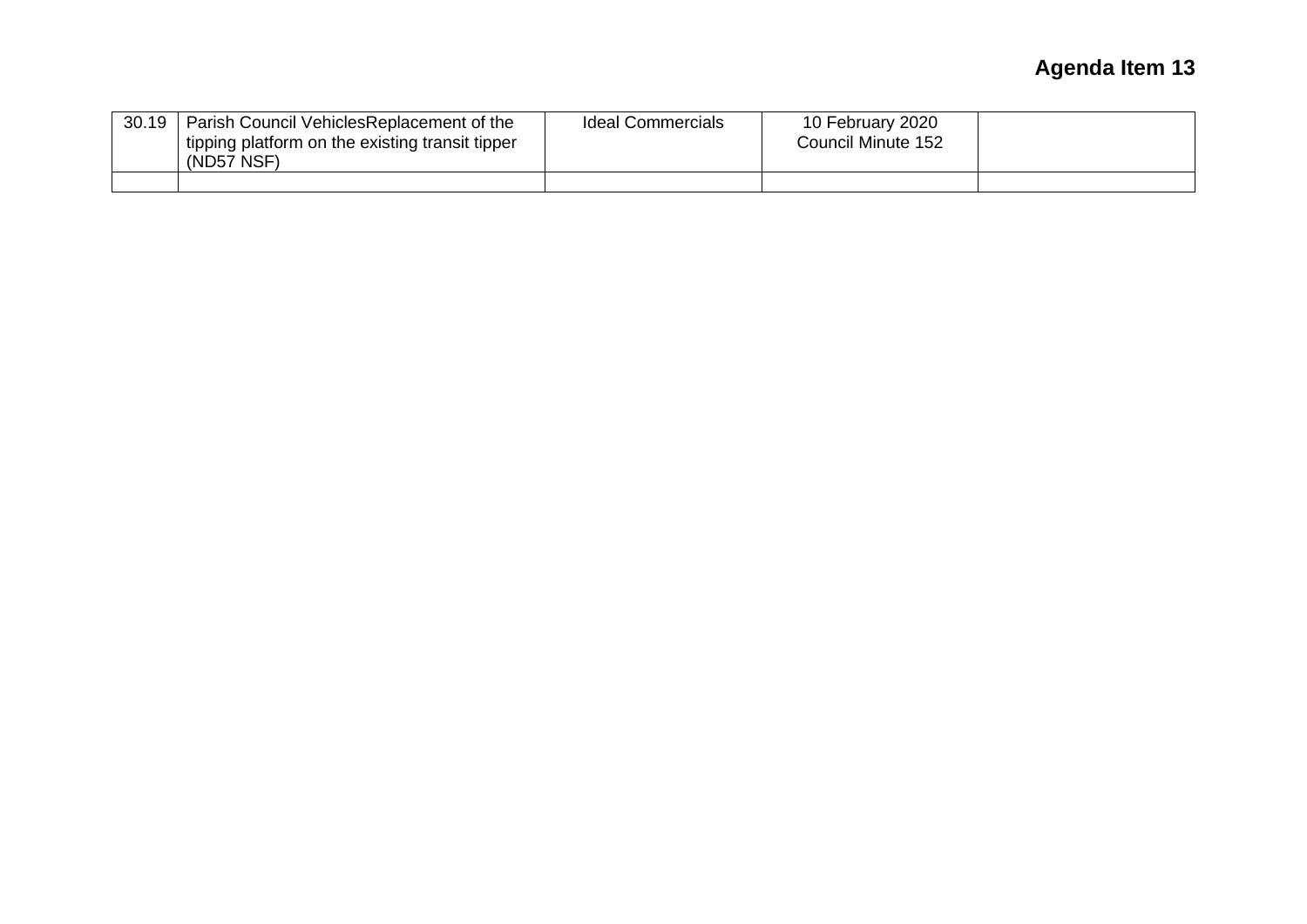| | | | | |
|---|---|---|---|---|
| 30.19 | Parish Council VehiclesReplacement of the tipping platform on the existing transit tipper (ND57 NSF) | Ideal Commercials | 10 February 2020 Council Minute 152 | |
| | | | | |